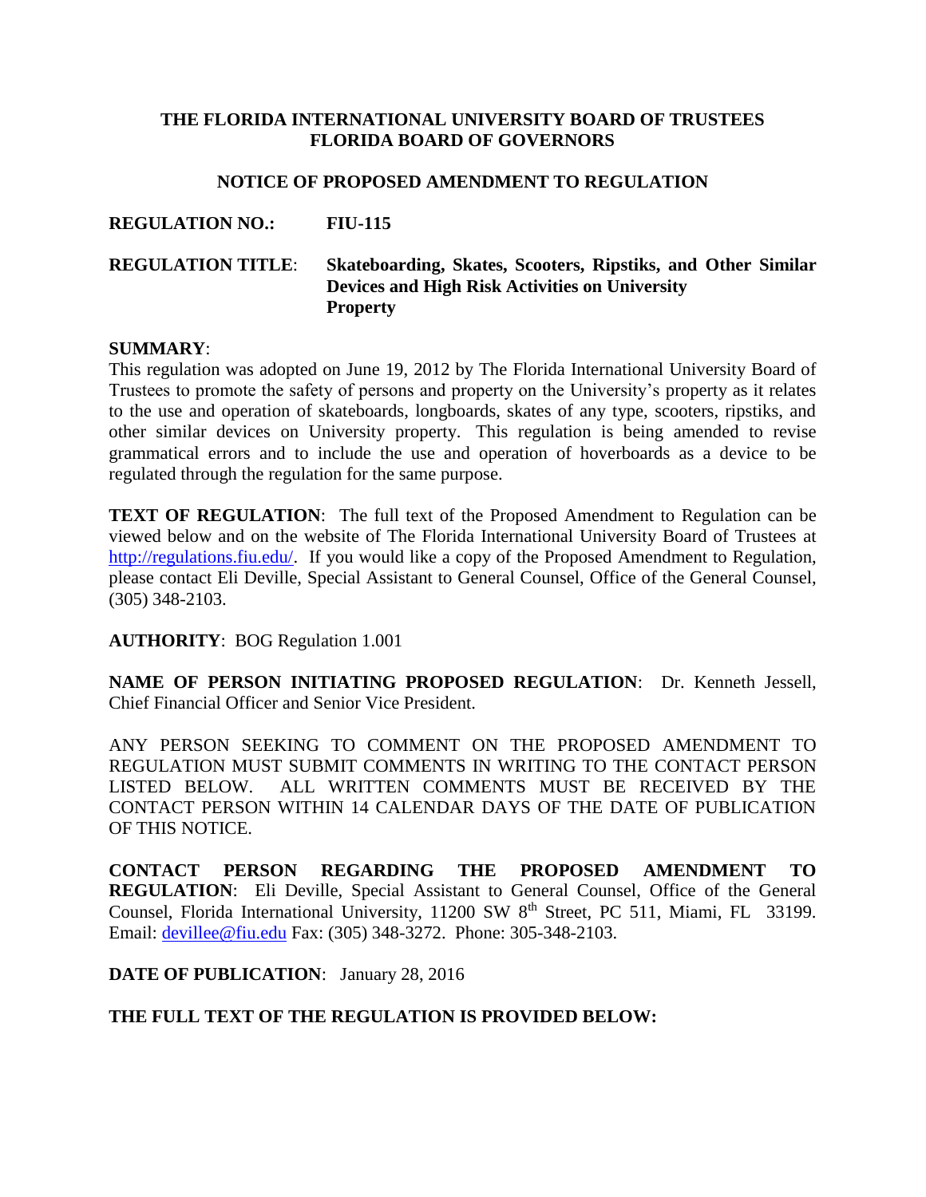**THE FLORIDA INTERNATIONAL UNIVERSITY BOARD OF TRUSTEES**
**FLORIDA BOARD OF GOVERNORS**

**NOTICE OF PROPOSED AMENDMENT TO REGULATION**

**REGULATION NO.:** **FIU-115**

**REGULATION TITLE**: **Skateboarding, Skates, Scooters, Ripstiks, and Other Similar Devices and High Risk Activities on University Property**

**SUMMARY**:
This regulation was adopted on June 19, 2012 by The Florida International University Board of Trustees to promote the safety of persons and property on the University's property as it relates to the use and operation of skateboards, longboards, skates of any type, scooters, ripstiks, and other similar devices on University property. This regulation is being amended to revise grammatical errors and to include the use and operation of hoverboards as a device to be regulated through the regulation for the same purpose.

**TEXT OF REGULATION**: The full text of the Proposed Amendment to Regulation can be viewed below and on the website of The Florida International University Board of Trustees at http://regulations.fiu.edu/. If you would like a copy of the Proposed Amendment to Regulation, please contact Eli Deville, Special Assistant to General Counsel, Office of the General Counsel, (305) 348-2103.

**AUTHORITY**: BOG Regulation 1.001

**NAME OF PERSON INITIATING PROPOSED REGULATION**: Dr. Kenneth Jessell, Chief Financial Officer and Senior Vice President.

ANY PERSON SEEKING TO COMMENT ON THE PROPOSED AMENDMENT TO REGULATION MUST SUBMIT COMMENTS IN WRITING TO THE CONTACT PERSON LISTED BELOW. ALL WRITTEN COMMENTS MUST BE RECEIVED BY THE CONTACT PERSON WITHIN 14 CALENDAR DAYS OF THE DATE OF PUBLICATION OF THIS NOTICE.

**CONTACT PERSON REGARDING THE PROPOSED AMENDMENT TO REGULATION**: Eli Deville, Special Assistant to General Counsel, Office of the General Counsel, Florida International University, 11200 SW 8th Street, PC 511, Miami, FL 33199. Email: devillee@fiu.edu Fax: (305) 348-3272. Phone: 305-348-2103.

**DATE OF PUBLICATION**: January 28, 2016

**THE FULL TEXT OF THE REGULATION IS PROVIDED BELOW:**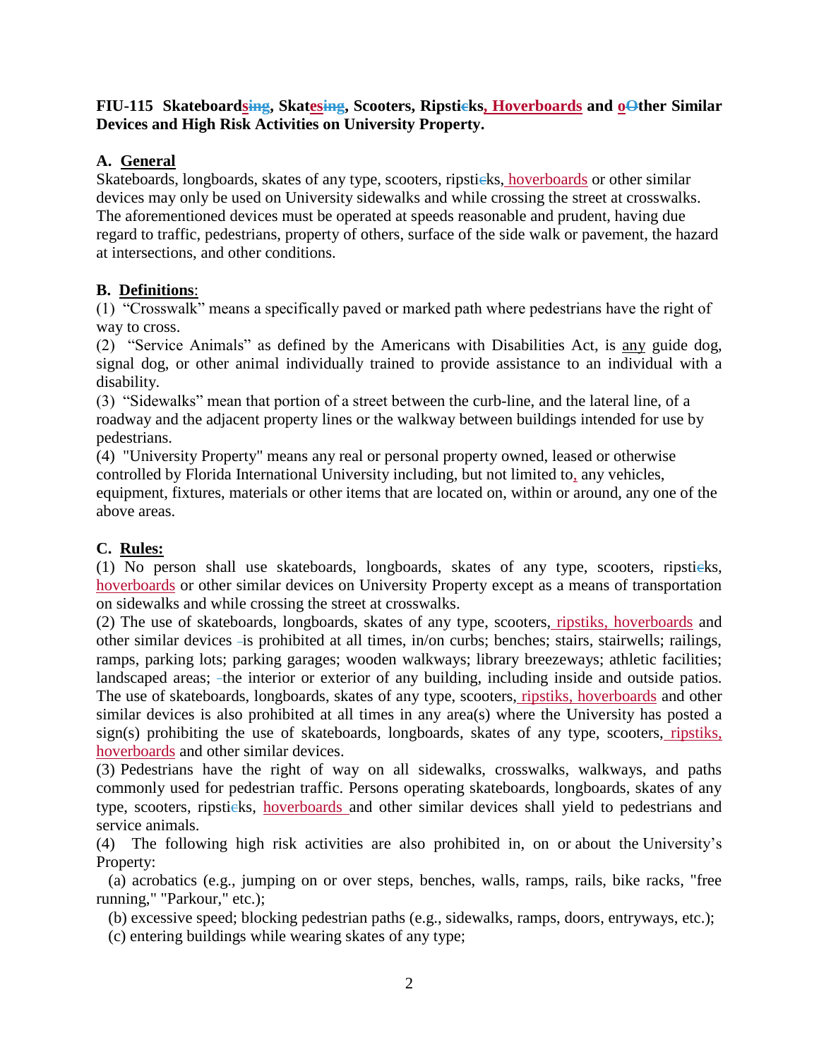**FIU-115 Skateboards~~ing~~, Skates~~ing~~, Scooters, Ripsti~~c~~ks, Hoverboards and o~~O~~ther Similar Devices and High Risk Activities on University Property.**

**A. General**

Skateboards, longboards, skates of any type, scooters, ripsti~~c~~ks, hoverboards or other similar devices may only be used on University sidewalks and while crossing the street at crosswalks. The aforementioned devices must be operated at speeds reasonable and prudent, having due regard to traffic, pedestrians, property of others, surface of the side walk or pavement, the hazard at intersections, and other conditions.

**B. Definitions**:

(1) "Crosswalk" means a specifically paved or marked path where pedestrians have the right of way to cross.

(2) "Service Animals" as defined by the Americans with Disabilities Act, is any guide dog, signal dog, or other animal individually trained to provide assistance to an individual with a disability.

(3) "Sidewalks" mean that portion of a street between the curb-line, and the lateral line, of a roadway and the adjacent property lines or the walkway between buildings intended for use by pedestrians.

(4) "University Property" means any real or personal property owned, leased or otherwise controlled by Florida International University including, but not limited to, any vehicles, equipment, fixtures, materials or other items that are located on, within or around, any one of the above areas.

**C. Rules:**

(1) No person shall use skateboards, longboards, skates of any type, scooters, ripsti~~c~~ks, hoverboards or other similar devices on University Property except as a means of transportation on sidewalks and while crossing the street at crosswalks.

(2) The use of skateboards, longboards, skates of any type, scooters, ripstiks, hoverboards and other similar devices is prohibited at all times, in/on curbs; benches; stairs, stairwells; railings, ramps, parking lots; parking garages; wooden walkways; library breezeways; athletic facilities; landscaped areas; the interior or exterior of any building, including inside and outside patios. The use of skateboards, longboards, skates of any type, scooters, ripstiks, hoverboards and other similar devices is also prohibited at all times in any area(s) where the University has posted a sign(s) prohibiting the use of skateboards, longboards, skates of any type, scooters, ripstiks, hoverboards and other similar devices.

(3) Pedestrians have the right of way on all sidewalks, crosswalks, walkways, and paths commonly used for pedestrian traffic. Persons operating skateboards, longboards, skates of any type, scooters, ripsti~~c~~ks, hoverboards and other similar devices shall yield to pedestrians and service animals.

(4) The following high risk activities are also prohibited in, on or about the University's Property:

(a) acrobatics (e.g., jumping on or over steps, benches, walls, ramps, rails, bike racks, "free running," "Parkour," etc.);

(b) excessive speed; blocking pedestrian paths (e.g., sidewalks, ramps, doors, entryways, etc.);

(c) entering buildings while wearing skates of any type;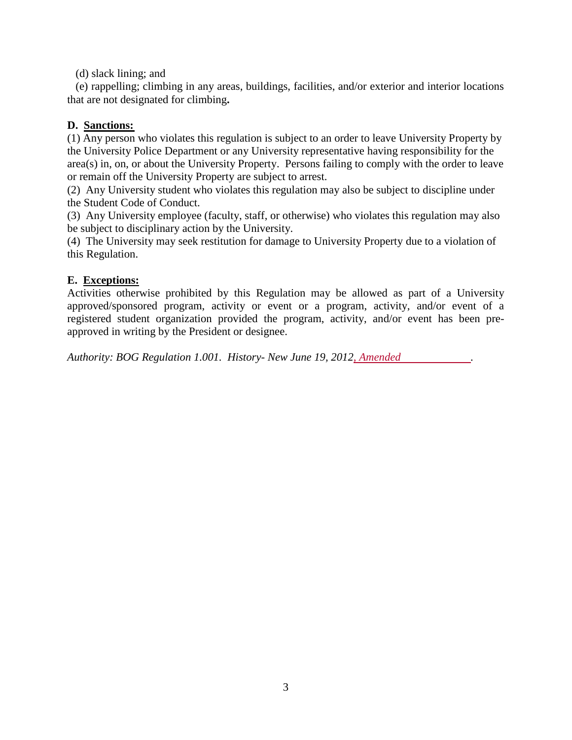(d) slack lining; and

(e) rappelling; climbing in any areas, buildings, facilities, and/or exterior and interior locations that are not designated for climbing**.**

**D. Sanctions:**

(1) Any person who violates this regulation is subject to an order to leave University Property by the University Police Department or any University representative having responsibility for the area(s) in, on, or about the University Property. Persons failing to comply with the order to leave or remain off the University Property are subject to arrest.

(2) Any University student who violates this regulation may also be subject to discipline under the Student Code of Conduct.

(3) Any University employee (faculty, staff, or otherwise) who violates this regulation may also be subject to disciplinary action by the University.

(4) The University may seek restitution for damage to University Property due to a violation of this Regulation.

**E. Exceptions:**

Activities otherwise prohibited by this Regulation may be allowed as part of a University approved/sponsored program, activity or event or a program, activity, and/or event of a registered student organization provided the program, activity, and/or event has been pre-approved in writing by the President or designee.

*Authority: BOG Regulation 1.001. History- New June 19, 2012, Amended ____________.*